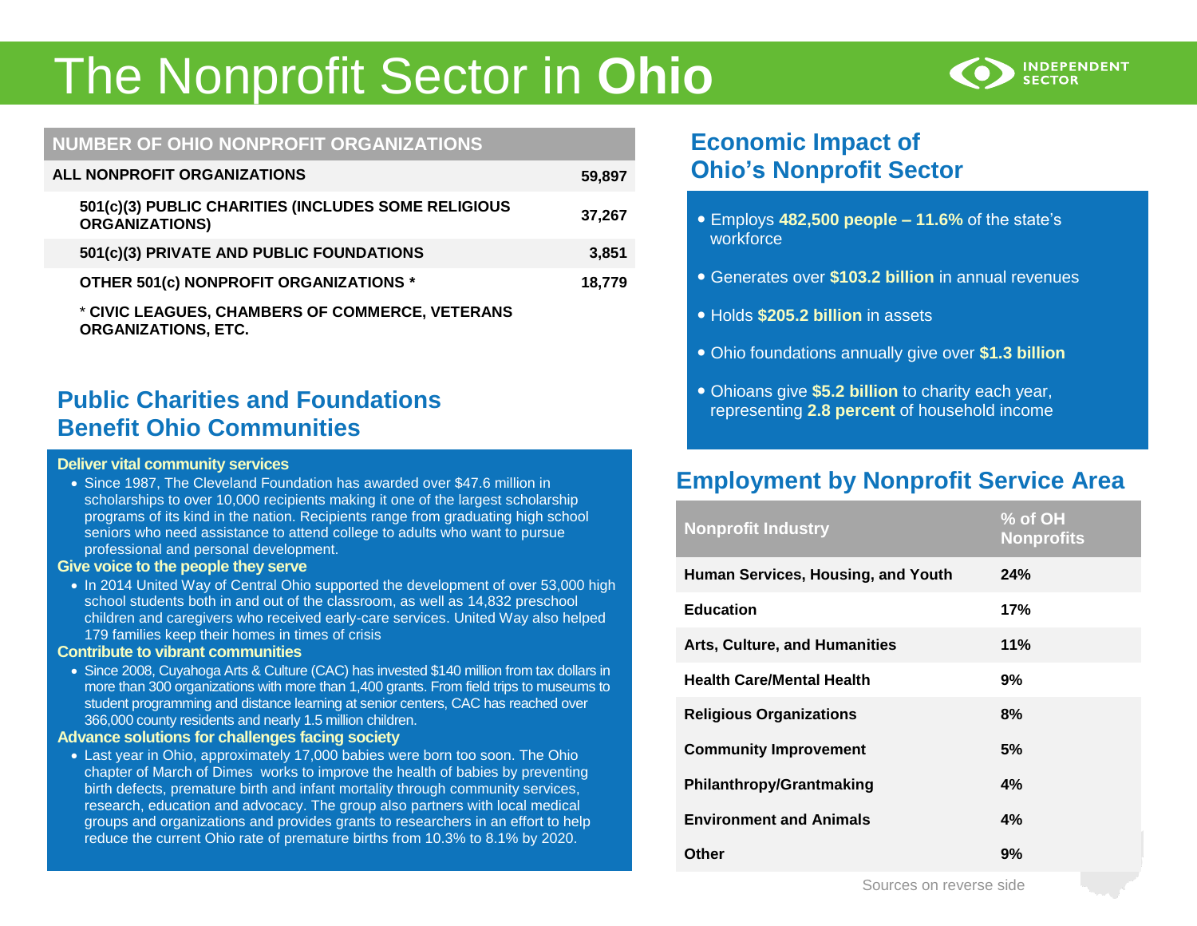# The Nonprofit Sector in **Ohio**

INDEPENDENT SECTOR

| NUMBER OF OHIO NONPROFIT ORGANIZATIONS | |
|---|---|
| **ALL NONPROFIT ORGANIZATIONS** | **59,897** |
| **501(c)(3) PUBLIC CHARITIES (INCLUDES SOME RELIGIOUS ORGANIZATIONS)** | **37,267** |
| **501(c)(3) PRIVATE AND PUBLIC FOUNDATIONS** | **3,851** |
| **OTHER 501(c) NONPROFIT ORGANIZATIONS *** | **18,779** |

**\* CIVIC LEAGUES, CHAMBERS OF COMMERCE, VETERANS ORGANIZATIONS, ETC.**

## Public Charities and Foundations Benefit Ohio Communities

**Deliver vital community services**

- Since 1987, The Cleveland Foundation has awarded over $47.6 million in scholarships to over 10,000 recipients making it one of the largest scholarship programs of its kind in the nation. Recipients range from graduating high school seniors who need assistance to attend college to adults who want to pursue professional and personal development.

**Give voice to the people they serve**

- In 2014 United Way of Central Ohio supported the development of over 53,000 high school students both in and out of the classroom, as well as 14,832 preschool children and caregivers who received early-care services. United Way also helped 179 families keep their homes in times of crisis

**Contribute to vibrant communities**

- Since 2008, Cuyahoga Arts & Culture (CAC) has invested $140 million from tax dollars in more than 300 organizations with more than 1,400 grants. From field trips to museums to student programming and distance learning at senior centers, CAC has reached over 366,000 county residents and nearly 1.5 million children.

**Advance solutions for challenges facing society**

- Last year in Ohio, approximately 17,000 babies were born too soon. The Ohio chapter of March of Dimes works to improve the health of babies by preventing birth defects, premature birth and infant mortality through community services, research, education and advocacy. The group also partners with local medical groups and organizations and provides grants to researchers in an effort to help reduce the current Ohio rate of premature births from 10.3% to 8.1% by 2020.

## Economic Impact of Ohio's Nonprofit Sector

- Employs **482,500 people – 11.6%** of the state's workforce
- Generates over **$103.2 billion** in annual revenues
- Holds **$205.2 billion** in assets
- Ohio foundations annually give over **$1.3 billion**
- Ohioans give **$5.2 billion** to charity each year, representing **2.8 percent** of household income

## Employment by Nonprofit Service Area

| Nonprofit Industry | % of OH Nonprofits |
|---|---|
| **Human Services, Housing, and Youth** | **24%** |
| **Education** | **17%** |
| **Arts, Culture, and Humanities** | **11%** |
| **Health Care/Mental Health** | **9%** |
| **Religious Organizations** | **8%** |
| **Community Improvement** | **5%** |
| **Philanthropy/Grantmaking** | **4%** |
| **Environment and Animals** | **4%** |
| **Other** | **9%** |

Sources on reverse side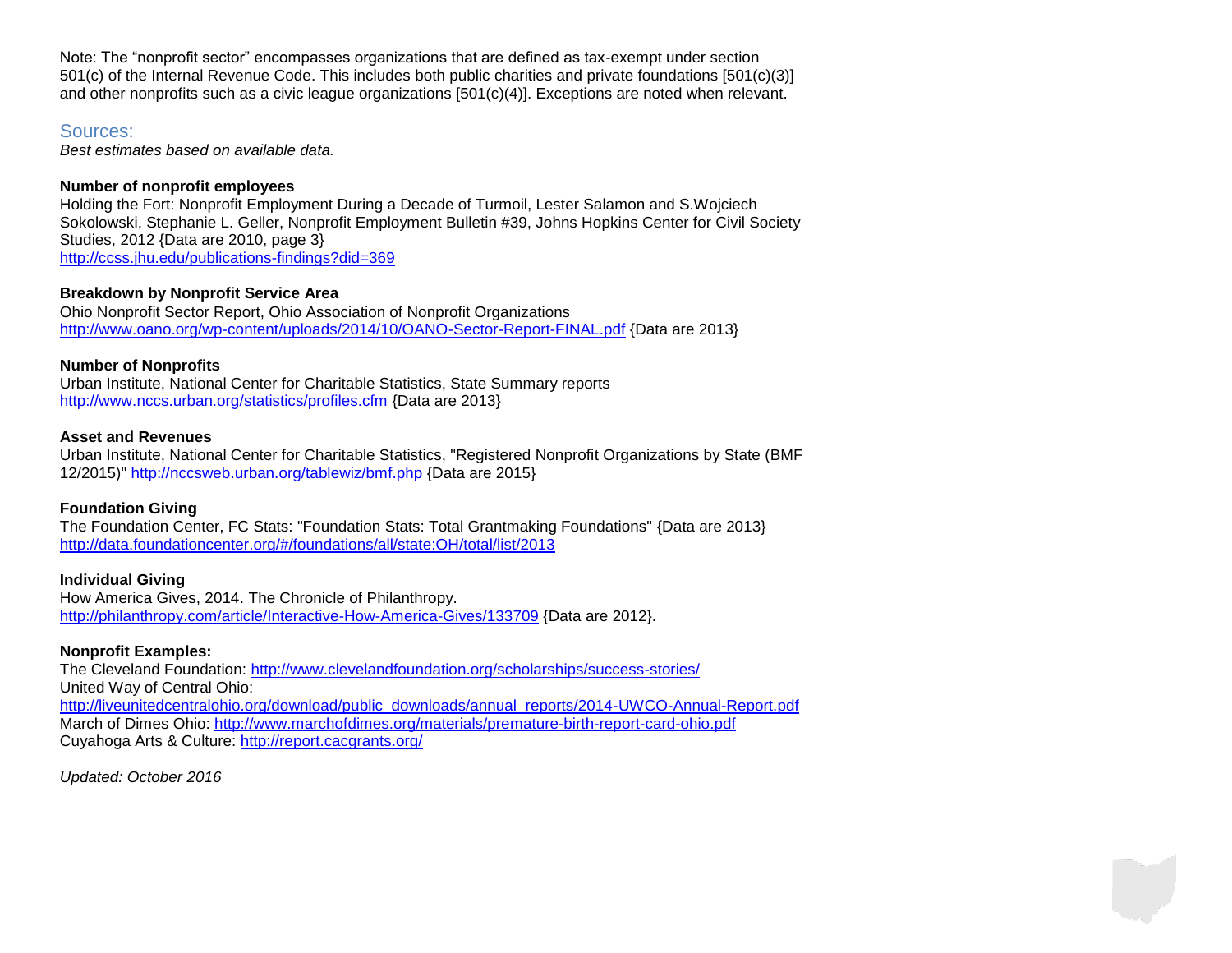Note: The "nonprofit sector" encompasses organizations that are defined as tax-exempt under section 501(c) of the Internal Revenue Code. This includes both public charities and private foundations [501(c)(3)] and other nonprofits such as a civic league organizations [501(c)(4)]. Exceptions are noted when relevant.

## Sources:

*Best estimates based on available data.*

**Number of nonprofit employees**
Holding the Fort: Nonprofit Employment During a Decade of Turmoil, Lester Salamon and S.Wojciech Sokolowski, Stephanie L. Geller, Nonprofit Employment Bulletin #39, Johns Hopkins Center for Civil Society Studies, 2012 {Data are 2010, page 3}
http://ccss.jhu.edu/publications-findings?did=369

**Breakdown by Nonprofit Service Area**
Ohio Nonprofit Sector Report, Ohio Association of Nonprofit Organizations
http://www.oano.org/wp-content/uploads/2014/10/OANO-Sector-Report-FINAL.pdf {Data are 2013}

**Number of Nonprofits**
Urban Institute, National Center for Charitable Statistics, State Summary reports
http://www.nccs.urban.org/statistics/profiles.cfm {Data are 2013}

**Asset and Revenues**
Urban Institute, National Center for Charitable Statistics, "Registered Nonprofit Organizations by State (BMF 12/2015)" http://nccsweb.urban.org/tablewiz/bmf.php {Data are 2015}

**Foundation Giving**
The Foundation Center, FC Stats: "Foundation Stats: Total Grantmaking Foundations" {Data are 2013}
http://data.foundationcenter.org/#/foundations/all/state:OH/total/list/2013

**Individual Giving**
How America Gives, 2014. The Chronicle of Philanthropy.
http://philanthropy.com/article/Interactive-How-America-Gives/133709 {Data are 2012}.

**Nonprofit Examples:**
The Cleveland Foundation: http://www.clevelandfoundation.org/scholarships/success-stories/
United Way of Central Ohio:
http://liveunitedcentralohio.org/download/public_downloads/annual_reports/2014-UWCO-Annual-Report.pdf
March of Dimes Ohio: http://www.marchofdimes.org/materials/premature-birth-report-card-ohio.pdf
Cuyahoga Arts & Culture: http://report.cacgrants.org/

*Updated: October 2016*